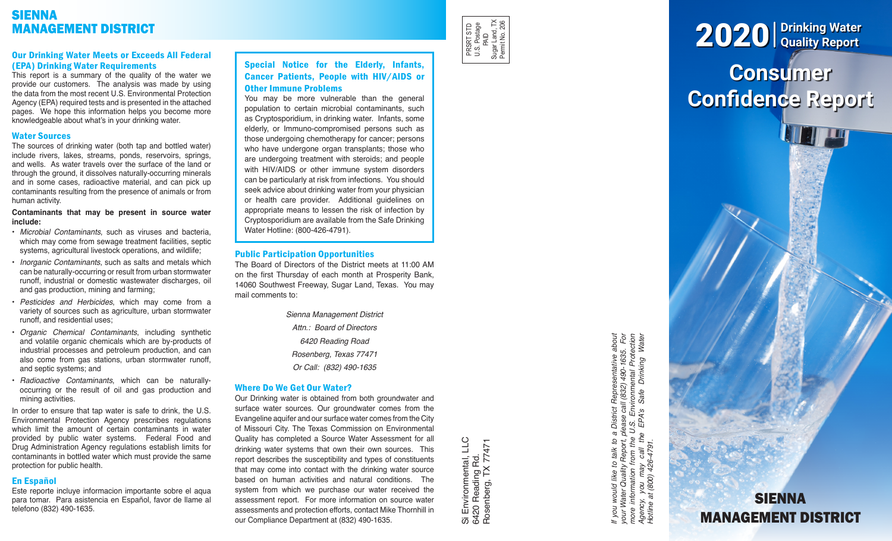# SIENNA MANAGEMENT DISTRICT

## Our Drinking Water Meets or Exceeds All Federal (EPA) Drinking Water Requirements

This report is a summary of the quality of the water we provide our customers. The analysis was made by using the data from the most recent U.S. Environmental Protection Agency (EPA) required tests and is presented in the attached pages. We hope this information helps you become more knowledgeable about what's in your drinking water.

## Water Sources

The sources of drinking water (both tap and bottled water) include rivers, lakes, streams, ponds, reservoirs, springs, and wells. As water travels over the surface of the land or through the ground, it dissolves naturally-occurring minerals and in some cases, radioactive material, and can pick up contaminants resulting from the presence of animals or from human activity.

**Contaminants that may be present in source water include:**

- *Microbial Contaminants*, such as viruses and bacteria, which may come from sewage treatment facilities, septic systems, agricultural livestock operations, and wildlife;
- *Inorganic Contaminants*, such as salts and metals which can be naturally-occurring or result from urban stormwater runoff, industrial or domestic wastewater discharges, oil and gas production, mining and farming;
- *Pesticides and Herbicides*, which may come from a variety of sources such as agriculture, urban stormwater runoff, and residential uses;
- *Organic Chemical Contaminants*, including synthetic and volatile organic chemicals which are by-products of industrial processes and petroleum production, and can also come from gas stations, urban stormwater runoff, and septic systems; and
- *Radioactive Contaminants*, which can be naturally-occurring or the result of oil and gas production and mining activities.

In order to ensure that tap water is safe to drink, the U.S. Environmental Protection Agency prescribes regulations which limit the amount of certain contaminants in water provided by public water systems. Federal Food and Drug Administration Agency regulations establish limits for contaminants in bottled water which must provide the same protection for public health.

## En Español

Este reporte incluye informacion importante sobre el aqua para tomar. Para asistencia en Español, favor de llame al telefono (832) 490-1635.

## Special Notice for the Elderly, Infants, Cancer Patients, People with HIV/AIDS or Other Immune Problems

You may be more vulnerable than the general population to certain microbial contaminants, such as Cryptosporidium, in drinking water. Infants, some elderly, or Immuno-compromised persons such as those undergoing chemotherapy for cancer; persons who have undergone organ transplants; those who are undergoing treatment with steroids; and people with HIV/AIDS or other immune system disorders can be particularly at risk from infections. You should seek advice about drinking water from your physician or health care provider. Additional guidelines on appropriate means to lessen the risk of infection by Cryptosporidium are available from the Safe Drinking Water Hotline: (800-426-4791).

## Public Participation Opportunities

The Board of Directors of the District meets at 11:00 AM on the first Thursday of each month at Prosperity Bank, 14060 Southwest Freeway, Sugar Land, Texas. You may mail comments to:

*Sienna Management District*
*Attn.: Board of Directors*
*6420 Reading Road*
*Rosenberg, Texas 77471*
*Or Call: (832) 490-1635*

## Where Do We Get Our Water?

Our Drinking water is obtained from both groundwater and surface water sources. Our groundwater comes from the Evangeline aquifer and our surface water comes from the City of Missouri City. The Texas Commission on Environmental Quality has completed a Source Water Assessment for all drinking water systems that own their own sources. This report describes the susceptibility and types of constituents that may come into contact with the drinking water source based on human activities and natural conditions. The system from which we purchase our water received the assessment report. For more information on source water assessments and protection efforts, contact Mike Thornhill in our Compliance Department at (832) 490-1635.

PRSRT STD
U.S. Postage
PAID
Sugar Land, TX
Permit No. 206

Si Environmental, LLC
6420 Reading Rd.
Rosenberg, TX 77471

*If you would like to talk to a District Representative about your Water Quality Report, please call (832) 490-1635. For more information from the U.S. Environmental Protection Agency, you may call the EPA's Safe Drinking Water Hotline at (800) 426-4791.*

# 2020 | Drinking Water Quality Report

# Consumer Confidence Report

## SIENNA MANAGEMENT DISTRICT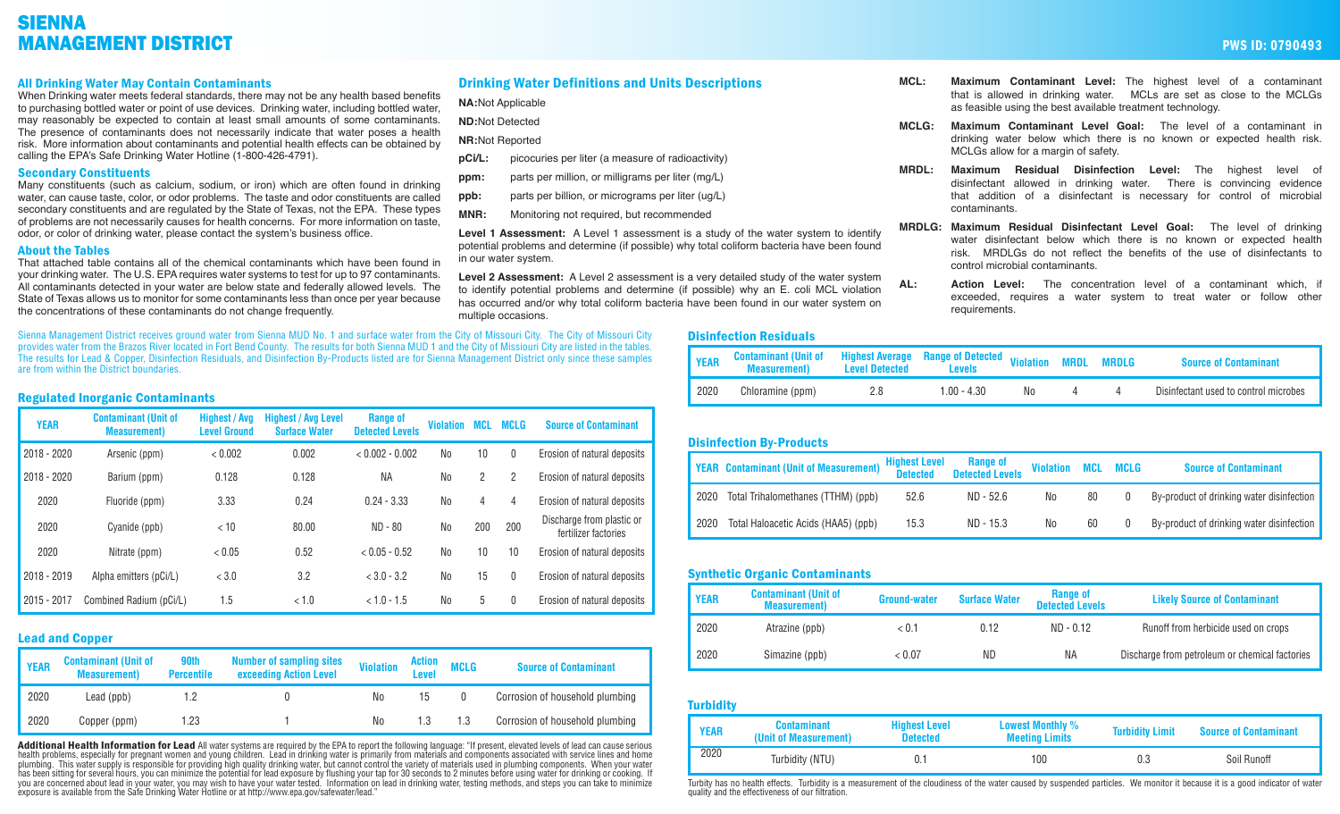# SIENNA MANAGEMENT DISTRICT

PWS ID: 0790493

## All Drinking Water May Contain Contaminants

When Drinking water meets federal standards, there may not be any health based benefits to purchasing bottled water or point of use devices. Drinking water, including bottled water, may reasonably be expected to contain at least small amounts of some contaminants. The presence of contaminants does not necessarily indicate that water poses a health risk. More information about contaminants and potential health effects can be obtained by calling the EPA's Safe Drinking Water Hotline (1-800-426-4791).

## Secondary Constituents

Many constituents (such as calcium, sodium, or iron) which are often found in drinking water, can cause taste, color, or odor problems. The taste and odor constituents are called secondary constituents and are regulated by the State of Texas, not the EPA. These types of problems are not necessarily causes for health concerns. For more information on taste, odor, or color of drinking water, please contact the system's business office.

## About the Tables

That attached table contains all of the chemical contaminants which have been found in your drinking water. The U.S. EPA requires water systems to test for up to 97 contaminants. All contaminants detected in your water are below state and federally allowed levels. The State of Texas allows us to monitor for some contaminants less than once per year because the concentrations of these contaminants do not change frequently.

## Drinking Water Definitions and Units Descriptions

**NA:** Not Applicable

**ND:** Not Detected

**NR:** Not Reported

**pCi/L:** picocuries per liter (a measure of radioactivity)

**ppm:** parts per million, or milligrams per liter (mg/L)

**ppb:** parts per billion, or micrograms per liter (ug/L)

**MNR:** Monitoring not required, but recommended

**Level 1 Assessment:** A Level 1 assessment is a study of the water system to identify potential problems and determine (if possible) why total coliform bacteria have been found in our water system.

**Level 2 Assessment:** A Level 2 assessment is a very detailed study of the water system to identify potential problems and determine (if possible) why an E. coli MCL violation has occurred and/or why total coliform bacteria have been found in our water system on multiple occasions.

**MCL:** **Maximum Contaminant Level:** The highest level of a contaminant that is allowed in drinking water. MCLs are set as close to the MCLGs as feasible using the best available treatment technology.

**MCLG:** **Maximum Contaminant Level Goal:** The level of a contaminant in drinking water below which there is no known or expected health risk. MCLGs allow for a margin of safety.

**MRDL:** **Maximum Residual Disinfection Level:** The highest level of disinfectant allowed in drinking water. There is convincing evidence that addition of a disinfectant is necessary for control of microbial contaminants.

**MRDLG:** **Maximum Residual Disinfectant Level Goal:** The level of drinking water disinfectant below which there is no known or expected health risk. MRDLGs do not reflect the benefits of the use of disinfectants to control microbial contaminants.

**AL:** **Action Level:** The concentration level of a contaminant which, if exceeded, requires a water system to treat water or follow other requirements.

Sienna Management District receives ground water from Sienna MUD No. 1 and surface water from the City of Missouri City. The City of Missouri City provides water from the Brazos River located in Fort Bend County. The results for both Sienna MUD 1 and the City of Missiouri City are listed in the tables. The results for Lead & Copper, Disinfection Residuals, and Disinfection By-Products listed are for Sienna Management District only since these samples are from within the District boundaries.

## Regulated Inorganic Contaminants

| YEAR | Contaminant (Unit of Measurement) | Highest / Avg Level Ground | Highest / Avg Level Surface Water | Range of Detected Levels | Violation | MCL | MCLG | Source of Contaminant |
|---|---|---|---|---|---|---|---|---|
| 2018 - 2020 | Arsenic (ppm) | < 0.002 | 0.002 | < 0.002 - 0.002 | No | 10 | 0 | Erosion of natural deposits |
| 2018 - 2020 | Barium (ppm) | 0.128 | 0.128 | NA | No | 2 | 2 | Erosion of natural deposits |
| 2020 | Fluoride (ppm) | 3.33 | 0.24 | 0.24 - 3.33 | No | 4 | 4 | Erosion of natural deposits |
| 2020 | Cyanide (ppb) | < 10 | 80.00 | ND - 80 | No | 200 | 200 | Discharge from plastic or fertilizer factories |
| 2020 | Nitrate (ppm) | < 0.05 | 0.52 | < 0.05 - 0.52 | No | 10 | 10 | Erosion of natural deposits |
| 2018 - 2019 | Alpha emitters (pCi/L) | < 3.0 | 3.2 | < 3.0 - 3.2 | No | 15 | 0 | Erosion of natural deposits |
| 2015 - 2017 | Combined Radium (pCi/L) | 1.5 | < 1.0 | < 1.0 - 1.5 | No | 5 | 0 | Erosion of natural deposits |

## Lead and Copper

| YEAR | Contaminant (Unit of Measurement) | 90th Percentile | Number of sampling sites exceeding Action Level | Violation | Action Level | MCLG | Source of Contaminant |
|---|---|---|---|---|---|---|---|
| 2020 | Lead (ppb) | 1.2 | 0 | No | 15 | 0 | Corrosion of household plumbing |
| 2020 | Copper (ppm) | 1.23 | 1 | No | 1.3 | 1.3 | Corrosion of household plumbing |

**Additional Health Information for Lead** All water systems are required by the EPA to report the following language: "If present, elevated levels of lead can cause serious health problems, especially for pregnant women and young children. Lead in drinking water is primarily from materials and components associated with service lines and home plumbing. This water supply is responsible for providing high quality drinking water, but cannot control the variety of materials used in plumbing components. When your water has been sitting for several hours, you can minimize the potential for lead exposure by flushing your tap for 30 seconds to 2 minutes before using water for drinking or cooking. If you are concerned about lead in your water, you may wish to have your water tested. Information on lead in drinking water, testing methods, and steps you can take to minimize exposure is available from the Safe Drinking Water Hotline or at http://www.epa.gov/safewater/lead."

## Disinfection Residuals

| YEAR | Contaminant (Unit of Measurement) | Highest Average Level Detected | Range of Detected Levels | Violation | MRDL | MRDLG | Source of Contaminant |
|---|---|---|---|---|---|---|---|
| 2020 | Chloramine (ppm) | 2.8 | 1.00 - 4.30 | No | 4 | 4 | Disinfectant used to control microbes |

## Disinfection By-Products

| YEAR | Contaminant (Unit of Measurement) | Highest Level Detected | Range of Detected Levels | Violation | MCL | MCLG | Source of Contaminant |
|---|---|---|---|---|---|---|---|
| 2020 | Total Trihalomethanes (TTHM) (ppb) | 52.6 | ND - 52.6 | No | 80 | 0 | By-product of drinking water disinfection |
| 2020 | Total Haloacetic Acids (HAA5) (ppb) | 15.3 | ND - 15.3 | No | 60 | 0 | By-product of drinking water disinfection |

## Synthetic Organic Contaminants

| YEAR | Contaminant (Unit of Measurement) | Ground-water | Surface Water | Range of Detected Levels | Likely Source of Contaminant |
|---|---|---|---|---|---|
| 2020 | Atrazine (ppb) | < 0.1 | 0.12 | ND - 0.12 | Runoff from herbicide used on crops |
| 2020 | Simazine (ppb) | < 0.07 | ND | NA | Discharge from petroleum or chemical factories |

## Turbidity

| YEAR | Contaminant (Unit of Measurement) | Highest Level Detected | Lowest Monthly % Meeting Limits | Turbidity Limit | Source of Contaminant |
|---|---|---|---|---|---|
| 2020 | Turbidity (NTU) | 0.1 | 100 | 0.3 | Soil Runoff |

Turbidity has no health effects. Turbidity is a measurement of the cloudiness of the water caused by suspended particles. We monitor it because it is a good indicator of water quality and the effectiveness of our filtration.